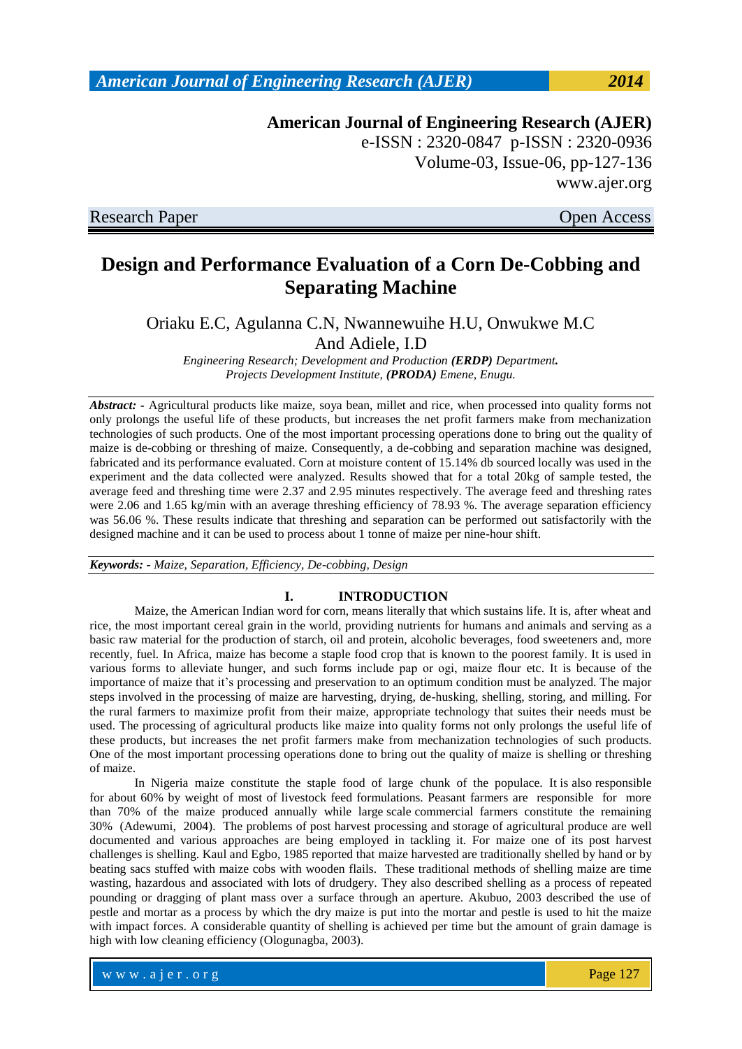**American Journal of Engineering Research (AJER)**
e-ISSN : 2320-0847 p-ISSN : 2320-0936
Volume-03, Issue-06, pp-127-136
www.ajer.org

Research Paper — Open Access

# Design and Performance Evaluation of a Corn De-Cobbing and Separating Machine

Oriaku E.C, Agulanna C.N, Nwannewuihe H.U, Onwukwe M.C And Adiele, I.D

*Engineering Research; Development and Production **(ERDP)** Department.*
*Projects Development Institute, **(PRODA)** Emene, Enugu.*

***Abstract: -*** Agricultural products like maize, soya bean, millet and rice, when processed into quality forms not only prolongs the useful life of these products, but increases the net profit farmers make from mechanization technologies of such products. One of the most important processing operations done to bring out the quality of maize is de-cobbing or threshing of maize. Consequently, a de-cobbing and separation machine was designed, fabricated and its performance evaluated. Corn at moisture content of 15.14% db sourced locally was used in the experiment and the data collected were analyzed. Results showed that for a total 20kg of sample tested, the average feed and threshing time were 2.37 and 2.95 minutes respectively. The average feed and threshing rates were 2.06 and 1.65 kg/min with an average threshing efficiency of 78.93 %. The average separation efficiency was 56.06 %. These results indicate that threshing and separation can be performed out satisfactorily with the designed machine and it can be used to process about 1 tonne of maize per nine-hour shift.

***Keywords: -*** *Maize, Separation, Efficiency, De-cobbing, Design*

## I. INTRODUCTION

Maize, the American Indian word for corn, means literally that which sustains life. It is, after wheat and rice, the most important cereal grain in the world, providing nutrients for humans and animals and serving as a basic raw material for the production of starch, oil and protein, alcoholic beverages, food sweeteners and, more recently, fuel. In Africa, maize has become a staple food crop that is known to the poorest family. It is used in various forms to alleviate hunger, and such forms include pap or ogi, maize flour etc. It is because of the importance of maize that it's processing and preservation to an optimum condition must be analyzed. The major steps involved in the processing of maize are harvesting, drying, de-husking, shelling, storing, and milling. For the rural farmers to maximize profit from their maize, appropriate technology that suites their needs must be used. The processing of agricultural products like maize into quality forms not only prolongs the useful life of these products, but increases the net profit farmers make from mechanization technologies of such products. One of the most important processing operations done to bring out the quality of maize is shelling or threshing of maize.

In Nigeria maize constitute the staple food of large chunk of the populace. It is also responsible for about 60% by weight of most of livestock feed formulations. Peasant farmers are responsible for more than 70% of the maize produced annually while large scale commercial farmers constitute the remaining 30% (Adewumi, 2004). The problems of post harvest processing and storage of agricultural produce are well documented and various approaches are being employed in tackling it. For maize one of its post harvest challenges is shelling. Kaul and Egbo, 1985 reported that maize harvested are traditionally shelled by hand or by beating sacs stuffed with maize cobs with wooden flails. These traditional methods of shelling maize are time wasting, hazardous and associated with lots of drudgery. They also described shelling as a process of repeated pounding or dragging of plant mass over a surface through an aperture. Akubuo, 2003 described the use of pestle and mortar as a process by which the dry maize is put into the mortar and pestle is used to hit the maize with impact forces. A considerable quantity of shelling is achieved per time but the amount of grain damage is high with low cleaning efficiency (Ologunagba, 2003).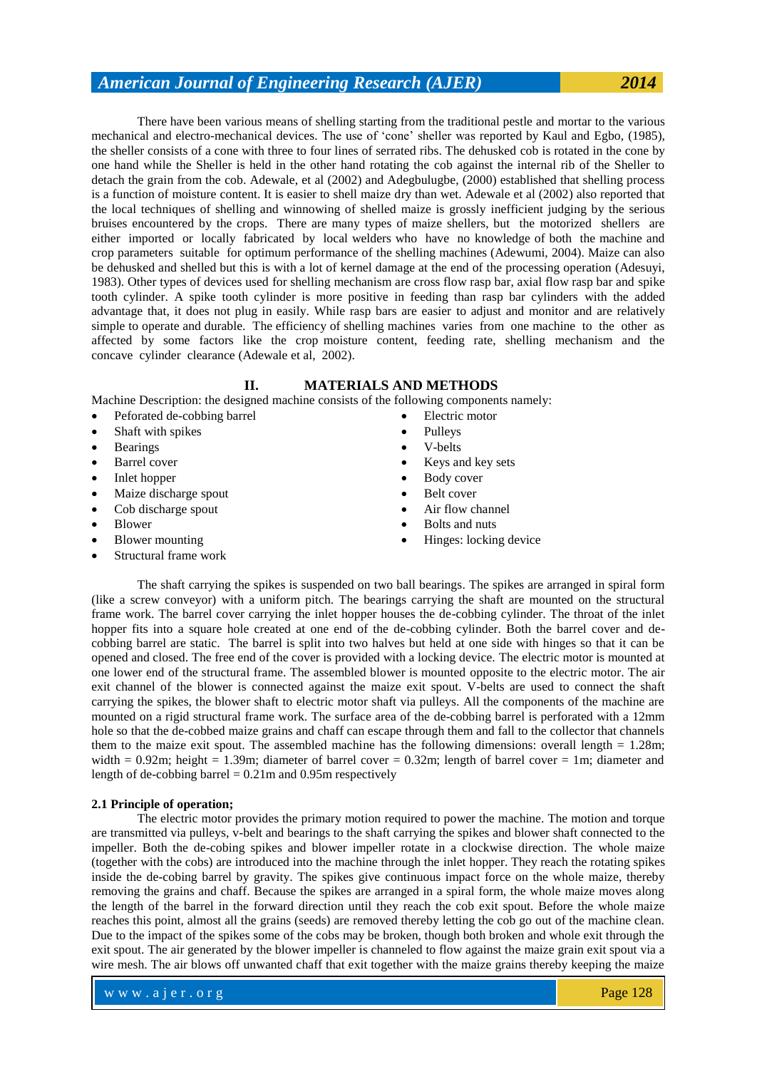There have been various means of shelling starting from the traditional pestle and mortar to the various mechanical and electro-mechanical devices. The use of 'cone' sheller was reported by Kaul and Egbo, (1985), the sheller consists of a cone with three to four lines of serrated ribs. The dehusked cob is rotated in the cone by one hand while the Sheller is held in the other hand rotating the cob against the internal rib of the Sheller to detach the grain from the cob. Adewale, et al (2002) and Adegbulugbe, (2000) established that shelling process is a function of moisture content. It is easier to shell maize dry than wet. Adewale et al (2002) also reported that the local techniques of shelling and winnowing of shelled maize is grossly inefficient judging by the serious bruises encountered by the crops. There are many types of maize shellers, but the motorized shellers are either imported or locally fabricated by local welders who have no knowledge of both the machine and crop parameters suitable for optimum performance of the shelling machines (Adewumi, 2004). Maize can also be dehusked and shelled but this is with a lot of kernel damage at the end of the processing operation (Adesuyi, 1983). Other types of devices used for shelling mechanism are cross flow rasp bar, axial flow rasp bar and spike tooth cylinder. A spike tooth cylinder is more positive in feeding than rasp bar cylinders with the added advantage that, it does not plug in easily. While rasp bars are easier to adjust and monitor and are relatively simple to operate and durable. The efficiency of shelling machines varies from one machine to the other as affected by some factors like the crop moisture content, feeding rate, shelling mechanism and the concave cylinder clearance (Adewale et al, 2002).

## II. MATERIALS AND METHODS

Machine Description: the designed machine consists of the following components namely:

- Peforated de-cobbing barrel
- Shaft with spikes
- Bearings
- Barrel cover
- Inlet hopper
- Maize discharge spout
- Cob discharge spout
- Blower
- Blower mounting
- Structural frame work
- Electric motor
- Pulleys
- V-belts
- Keys and key sets
- Body cover
- Belt cover
- Air flow channel
- Bolts and nuts
- Hinges: locking device

The shaft carrying the spikes is suspended on two ball bearings. The spikes are arranged in spiral form (like a screw conveyor) with a uniform pitch. The bearings carrying the shaft are mounted on the structural frame work. The barrel cover carrying the inlet hopper houses the de-cobbing cylinder. The throat of the inlet hopper fits into a square hole created at one end of the de-cobbing cylinder. Both the barrel cover and de-cobbing barrel are static. The barrel is split into two halves but held at one side with hinges so that it can be opened and closed. The free end of the cover is provided with a locking device. The electric motor is mounted at one lower end of the structural frame. The assembled blower is mounted opposite to the electric motor. The air exit channel of the blower is connected against the maize exit spout. V-belts are used to connect the shaft carrying the spikes, the blower shaft to electric motor shaft via pulleys. All the components of the machine are mounted on a rigid structural frame work. The surface area of the de-cobbing barrel is perforated with a 12mm hole so that the de-cobbed maize grains and chaff can escape through them and fall to the collector that channels them to the maize exit spout. The assembled machine has the following dimensions: overall length = 1.28m; width = 0.92m; height = 1.39m; diameter of barrel cover = 0.32m; length of barrel cover = 1m; diameter and length of de-cobbing barrel = 0.21m and 0.95m respectively

### 2.1 Principle of operation;

The electric motor provides the primary motion required to power the machine. The motion and torque are transmitted via pulleys, v-belt and bearings to the shaft carrying the spikes and blower shaft connected to the impeller. Both the de-cobing spikes and blower impeller rotate in a clockwise direction. The whole maize (together with the cobs) are introduced into the machine through the inlet hopper. They reach the rotating spikes inside the de-cobing barrel by gravity. The spikes give continuous impact force on the whole maize, thereby removing the grains and chaff. Because the spikes are arranged in a spiral form, the whole maize moves along the length of the barrel in the forward direction until they reach the cob exit spout. Before the whole maize reaches this point, almost all the grains (seeds) are removed thereby letting the cob go out of the machine clean. Due to the impact of the spikes some of the cobs may be broken, though both broken and whole exit through the exit spout. The air generated by the blower impeller is channeled to flow against the maize grain exit spout via a wire mesh. The air blows off unwanted chaff that exit together with the maize grains thereby keeping the maize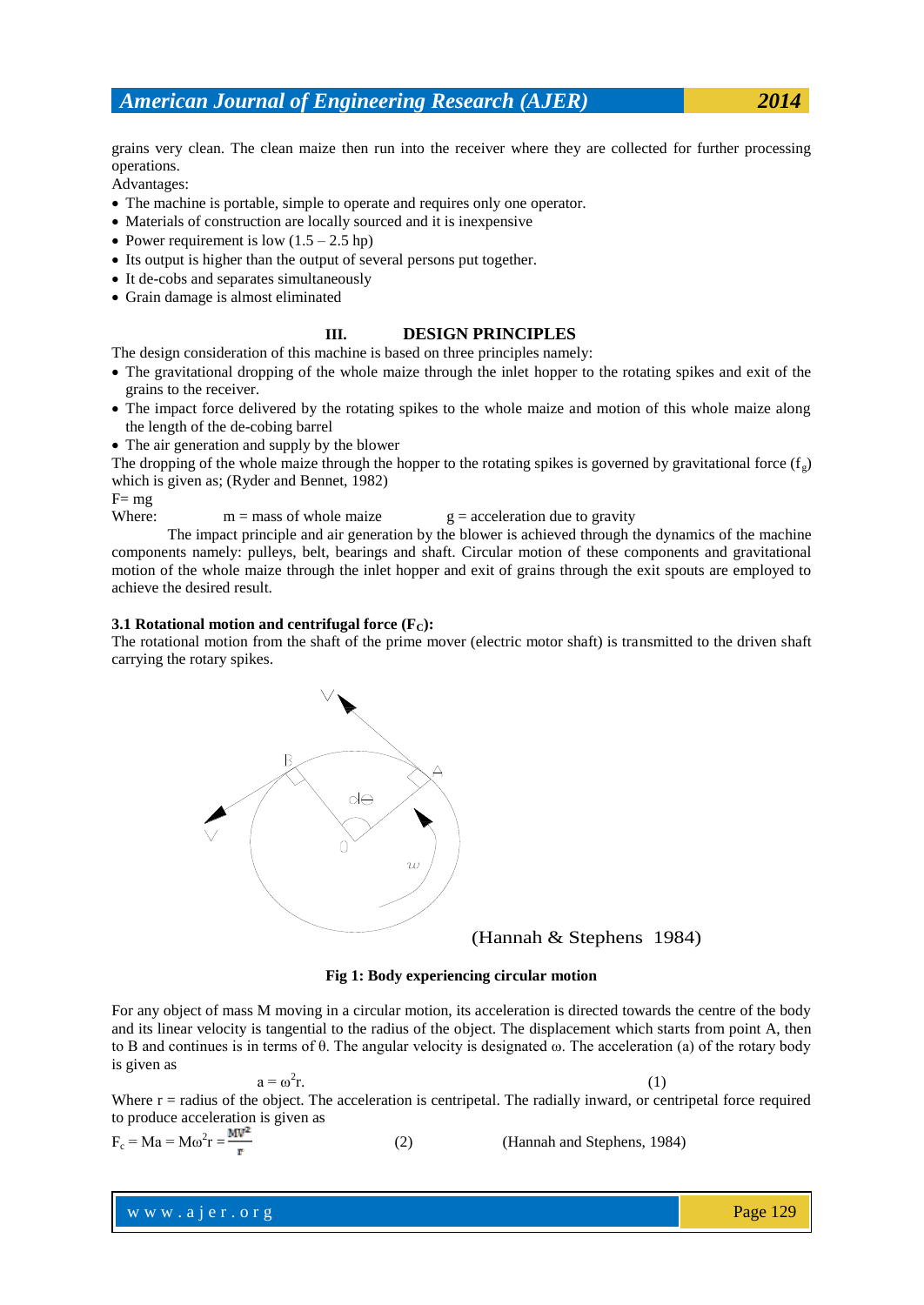grains very clean. The clean maize then run into the receiver where they are collected for further processing operations.

Advantages:

- The machine is portable, simple to operate and requires only one operator.
- Materials of construction are locally sourced and it is inexpensive
- Power requirement is low (1.5 – 2.5 hp)
- Its output is higher than the output of several persons put together.
- It de-cobs and separates simultaneously
- Grain damage is almost eliminated

## III. DESIGN PRINCIPLES

The design consideration of this machine is based on three principles namely:

- The gravitational dropping of the whole maize through the inlet hopper to the rotating spikes and exit of the grains to the receiver.
- The impact force delivered by the rotating spikes to the whole maize and motion of this whole maize along the length of the de-cobing barrel
- The air generation and supply by the blower

The dropping of the whole maize through the hopper to the rotating spikes is governed by gravitational force ($f_g$) which is given as; (Ryder and Bennet, 1982)

F= mg

Where: m = mass of whole maize g = acceleration due to gravity

The impact principle and air generation by the blower is achieved through the dynamics of the machine components namely: pulleys, belt, bearings and shaft. Circular motion of these components and gravitational motion of the whole maize through the inlet hopper and exit of grains through the exit spouts are employed to achieve the desired result.

### 3.1 Rotational motion and centrifugal force ($F_C$):

The rotational motion from the shaft of the prime mover (electric motor shaft) is transmitted to the driven shaft carrying the rotary spikes.

(Hannah & Stephens 1984)

**Fig 1: Body experiencing circular motion**

For any object of mass M moving in a circular motion, its acceleration is directed towards the centre of the body and its linear velocity is tangential to the radius of the object. The displacement which starts from point A, then to B and continues is in terms of θ. The angular velocity is designated ω. The acceleration (a) of the rotary body is given as

$$a = \omega^2 r. \qquad (1)$$

Where r = radius of the object. The acceleration is centripetal. The radially inward, or centripetal force required to produce acceleration is given as

$$F_c = Ma = M\omega^2 r = \frac{MV^2}{r} \qquad (2)$$ (Hannah and Stephens, 1984)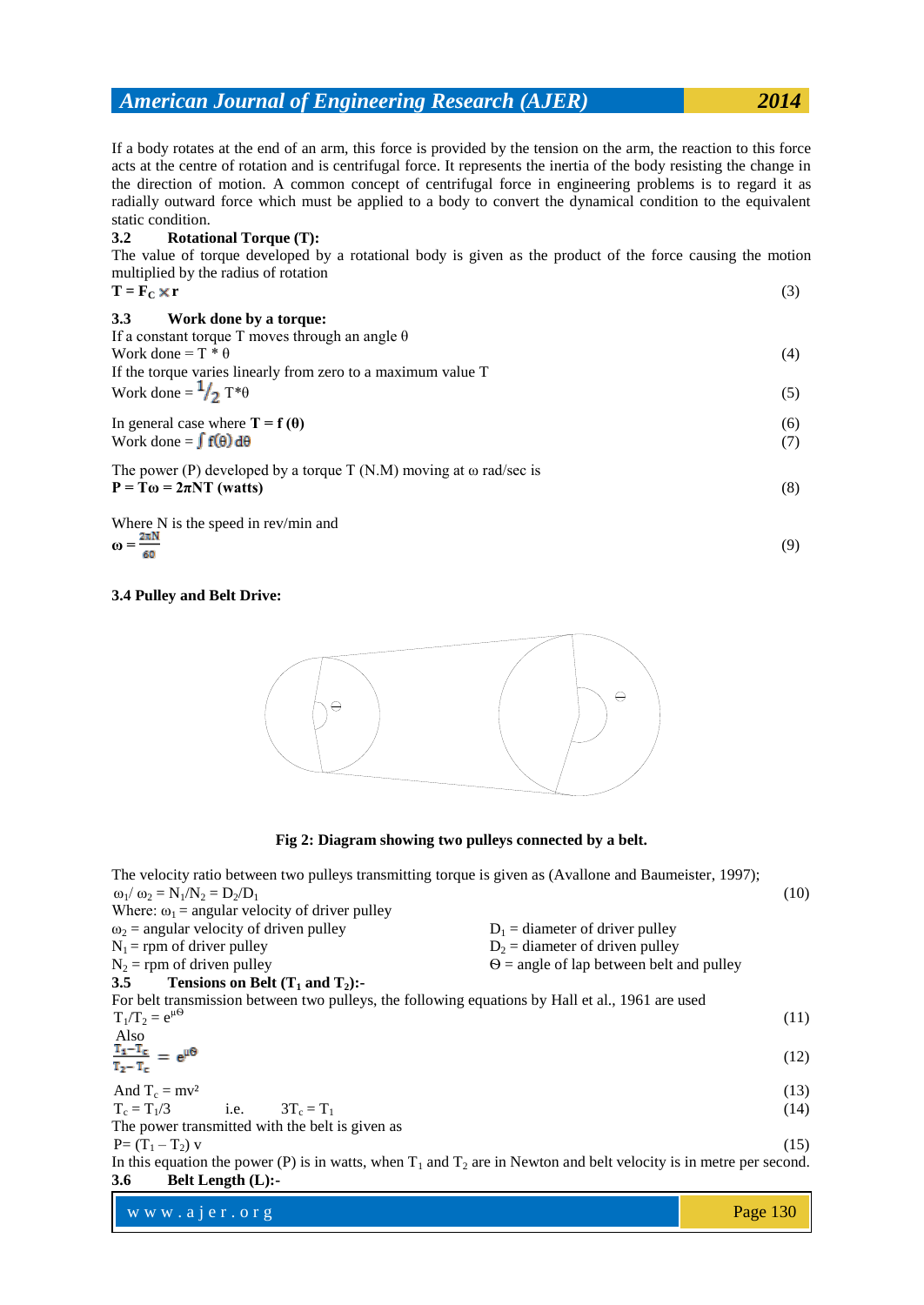If a body rotates at the end of an arm, this force is provided by the tension on the arm, the reaction to this force acts at the centre of rotation and is centrifugal force. It represents the inertia of the body resisting the change in the direction of motion. A common concept of centrifugal force in engineering problems is to regard it as radially outward force which must be applied to a body to convert the dynamical condition to the equivalent static condition.

### 3.2 Rotational Torque (T):

The value of torque developed by a rotational body is given as the product of the force causing the motion multiplied by the radius of rotation

$$\mathbf{T = F_C \times r} \tag{3}$$

### 3.3 Work done by a torque:

If a constant torque T moves through an angle θ

$$\text{Work done} = T * \theta \tag{4}$$

If the torque varies linearly from zero to a maximum value T

$$\text{Work done} = \frac{1}{2} T^*\theta \tag{5}$$

In general case where $\mathbf{T = f(\theta)}$ (6)

$$\text{Work done} = \int f(\theta)\, d\theta \tag{7}$$

The power (P) developed by a torque T (N.M) moving at ω rad/sec is

$$\mathbf{P = T\omega = 2\pi NT \text{ (watts)}} \tag{8}$$

Where N is the speed in rev/min and

$$\omega = \frac{2\pi N}{60} \tag{9}$$

**3.4 Pulley and Belt Drive:**

**Fig 2: Diagram showing two pulleys connected by a belt.**

The velocity ratio between two pulleys transmitting torque is given as (Avallone and Baumeister, 1997);

$$\omega_1/\omega_2 = N_1/N_2 = D_2/D_1 \tag{10}$$

Where: $\omega_1$ = angular velocity of driver pulley

$\omega_2$ = angular velocity of driven pulley

$N_1$ = rpm of driver pulley

$N_2$ = rpm of driven pulley

$D_1$ = diameter of driver pulley

$D_2$ = diameter of driven pulley

Θ = angle of lap between belt and pulley

### 3.5 Tensions on Belt ($T_1$ and $T_2$):-

For belt transmission between two pulleys, the following equations by Hall et al., 1961 are used

$$T_1/T_2 = e^{\mu\Theta} \tag{11}$$

Also

$$\frac{T_1 - T_c}{T_2 - T_c} = e^{\mu\Theta} \tag{12}$$

$$\text{And } T_c = mv^2 \tag{13}$$

$$T_c = T_1/3 \quad \text{i.e.} \quad 3T_c = T_1 \tag{14}$$

The power transmitted with the belt is given as

$$P = (T_1 - T_2)\, v \tag{15}$$

In this equation the power (P) is in watts, when $T_1$ and $T_2$ are in Newton and belt velocity is in metre per second.

### 3.6 Belt Length (L):-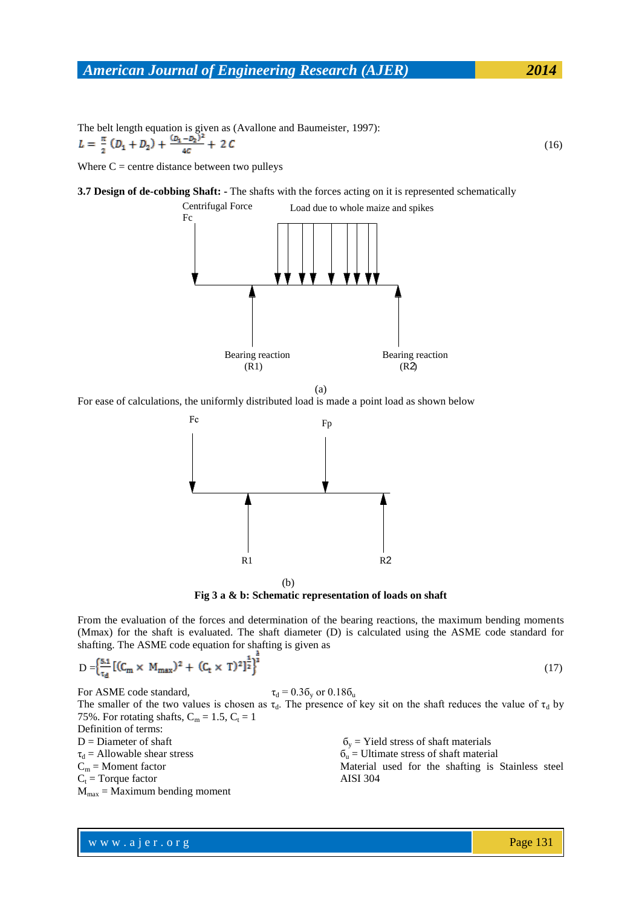The belt length equation is given as (Avallone and Baumeister, 1997):

$$L = \frac{\pi}{2}(D_1 + D_2) + \frac{(D_1 - D_2)^2}{4C} + 2C \tag{16}$$

Where C = centre distance between two pulleys

**3.7 Design of de-cobbing Shaft: -** The shafts with the forces acting on it is represented schematically

Centrifugal Force Fc

Load due to whole maize and spikes

Bearing reaction (R1)

Bearing reaction (R2)

(a)

For ease of calculations, the uniformly distributed load is made a point load as shown below

Fc

Fp

R1

R2

(b)

**Fig 3 a & b: Schematic representation of loads on shaft**

From the evaluation of the forces and determination of the bearing reactions, the maximum bending moments (Mmax) for the shaft is evaluated. The shaft diameter (D) is calculated using the ASME code standard for shafting. The ASME code equation for shafting is given as

$$D = \left\{\frac{5.1}{\tau_d}\left[(C_m \times M_{max})^2 + (C_t \times T)^2\right]^{\frac{1}{2}}\right\}^{\frac{1}{3}} \tag{17}$$

For ASME code standard, $\tau_d = 0.3\sigma_y$ or $0.18\sigma_u$

The smaller of the two values is chosen as $\tau_d$. The presence of key sit on the shaft reduces the value of $\tau_d$ by 75%. For rotating shafts, $C_m = 1.5$, $C_t = 1$

Definition of terms:

D = Diameter of shaft

$\tau_d$ = Allowable shear stress

$C_m$ = Moment factor

$C_t$ = Torque factor

$M_{max}$ = Maximum bending moment

$\sigma_y$ = Yield stress of shaft materials

$\sigma_u$ = Ultimate stress of shaft material

Material used for the shafting is Stainless steel AISI 304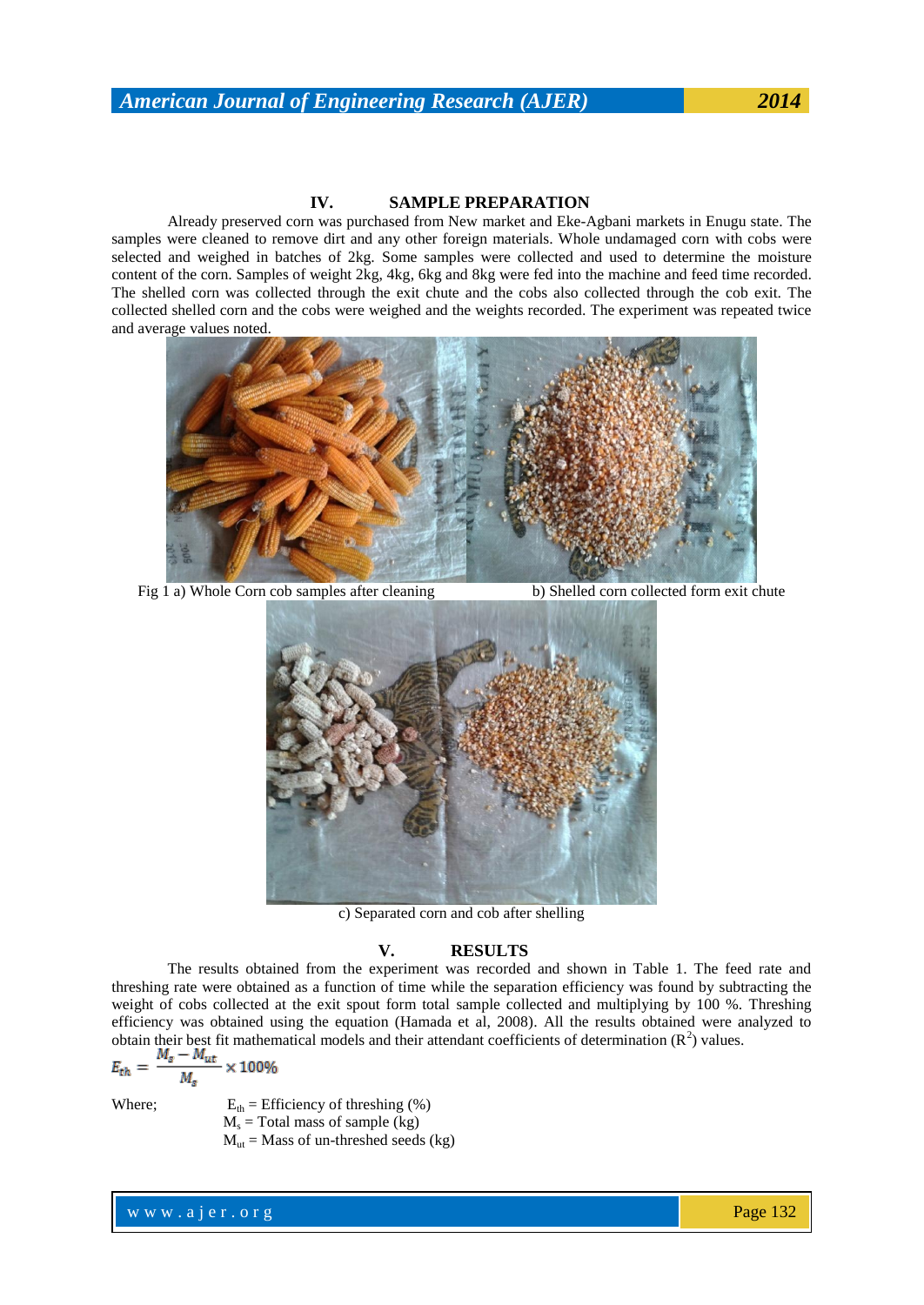## IV. SAMPLE PREPARATION

Already preserved corn was purchased from New market and Eke-Agbani markets in Enugu state. The samples were cleaned to remove dirt and any other foreign materials. Whole undamaged corn with cobs were selected and weighed in batches of 2kg. Some samples were collected and used to determine the moisture content of the corn. Samples of weight 2kg, 4kg, 6kg and 8kg were fed into the machine and feed time recorded. The shelled corn was collected through the exit chute and the cobs also collected through the cob exit. The collected shelled corn and the cobs were weighed and the weights recorded. The experiment was repeated twice and average values noted.

Fig 1 a) Whole Corn cob samples after cleaning b) Shelled corn collected form exit chute

c) Separated corn and cob after shelling

## V. RESULTS

The results obtained from the experiment was recorded and shown in Table 1. The feed rate and threshing rate were obtained as a function of time while the separation efficiency was found by subtracting the weight of cobs collected at the exit spout form total sample collected and multiplying by 100 %. Threshing efficiency was obtained using the equation (Hamada et al, 2008). All the results obtained were analyzed to obtain their best fit mathematical models and their attendant coefficients of determination ($R^2$) values.

$$E_{th} = \frac{M_s - M_{ut}}{M_s} \times 100\%$$

Where;
$E_{th}$ = Efficiency of threshing (%)
$M_s$ = Total mass of sample (kg)
$M_{ut}$ = Mass of un-threshed seeds (kg)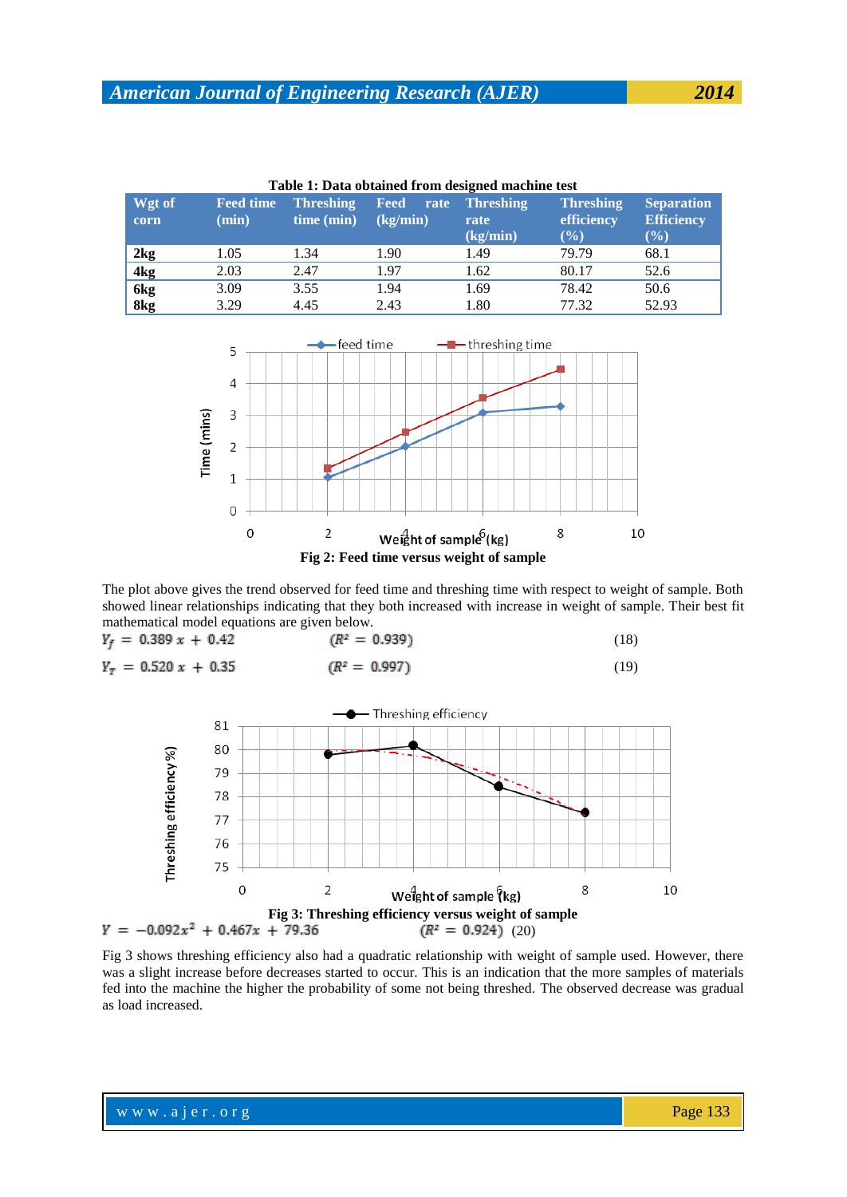**Table 1: Data obtained from designed machine test**

| Wgt of corn | Feed time (min) | Threshing time (min) | Feed rate (kg/min) | Threshing rate (kg/min) | Threshing efficiency (%) | Separation Efficiency (%) |
|---|---|---|---|---|---|---|
| **2kg** | 1.05 | 1.34 | 1.90 | 1.49 | 79.79 | 68.1 |
| **4kg** | 2.03 | 2.47 | 1.97 | 1.62 | 80.17 | 52.6 |
| **6kg** | 3.09 | 3.55 | 1.94 | 1.69 | 78.42 | 50.6 |
| **8kg** | 3.29 | 4.45 | 2.43 | 1.80 | 77.32 | 52.93 |

**Fig 2: Feed time versus weight of sample**

The plot above gives the trend observed for feed time and threshing time with respect to weight of sample. Both showed linear relationships indicating that they both increased with increase in weight of sample. Their best fit mathematical model equations are given below.

$$Y_f = 0.389\,x + 0.42 \qquad (R^2 = 0.939) \qquad (18)$$

$$Y_T = 0.520\,x + 0.35 \qquad (R^2 = 0.997) \qquad (19)$$

**Fig 3: Threshing efficiency versus weight of sample**

$$Y = -0.092x^2 + 0.467x + 79.36 \qquad (R^2 = 0.924) \qquad (20)$$

Fig 3 shows threshing efficiency also had a quadratic relationship with weight of sample used. However, there was a slight increase before decreases started to occur. This is an indication that the more samples of materials fed into the machine the higher the probability of some not being threshed. The observed decrease was gradual as load increased.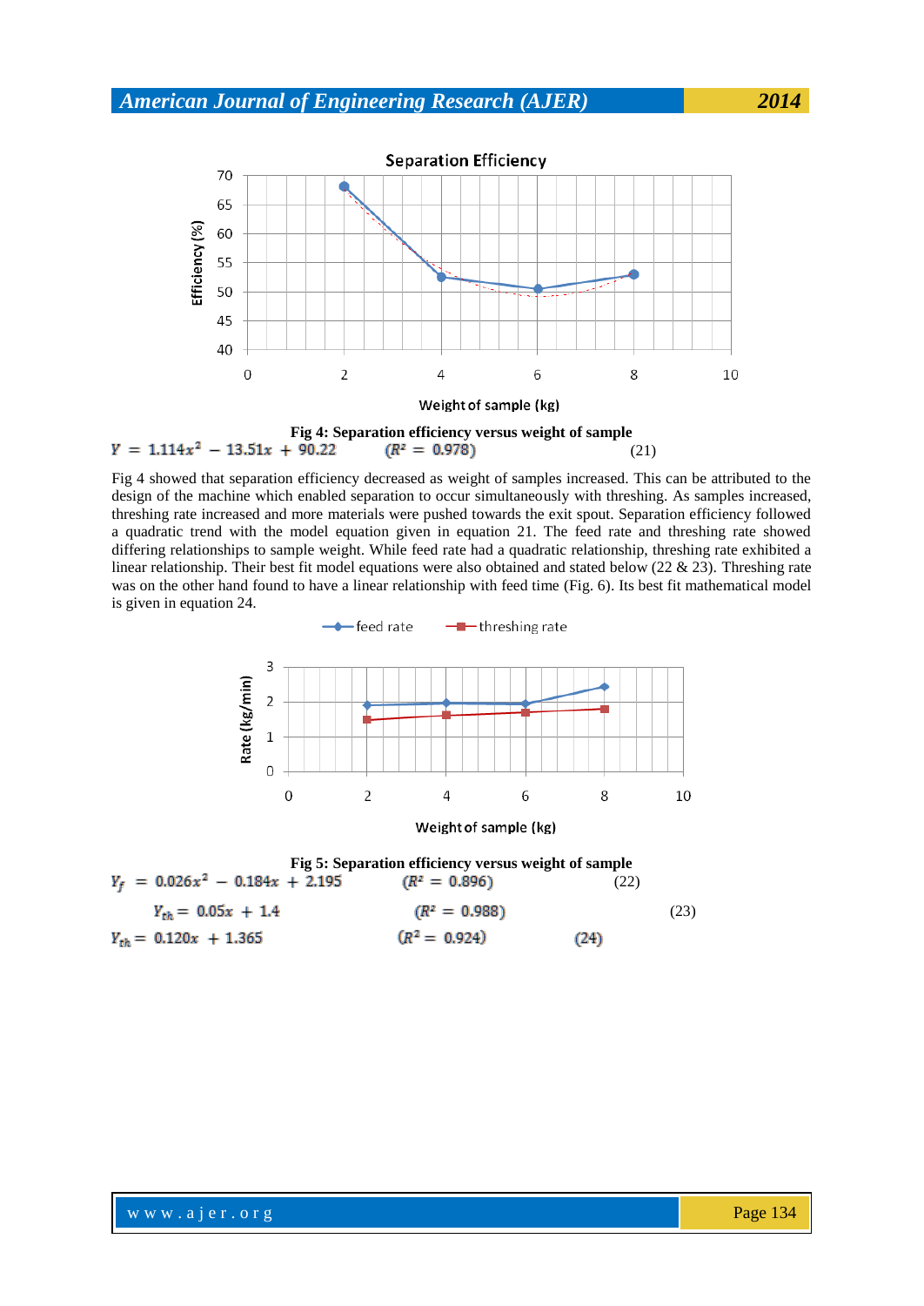Fig 4: Separation efficiency versus weight of sample

$$Y = 1.114x^2 - 13.51x + 90.22 \quad (R^2 = 0.978) \quad (21)$$

Fig 4 showed that separation efficiency decreased as weight of samples increased. This can be attributed to the design of the machine which enabled separation to occur simultaneously with threshing. As samples increased, threshing rate increased and more materials were pushed towards the exit spout. Separation efficiency followed a quadratic trend with the model equation given in equation 21. The feed rate and threshing rate showed differing relationships to sample weight. While feed rate had a quadratic relationship, threshing rate exhibited a linear relationship. Their best fit model equations were also obtained and stated below (22 & 23). Threshing rate was on the other hand found to have a linear relationship with feed time (Fig. 6). Its best fit mathematical model is given in equation 24.

Fig 5: Separation efficiency versus weight of sample

$$Y_f = 0.026x^2 - 0.184x + 2.195 \quad (R^2 = 0.896) \quad (22)$$

$$Y_{th} = 0.05x + 1.4 \quad (R^2 = 0.988) \quad (23)$$

$$Y_{th} = 0.120x + 1.365 \quad (R^2 = 0.924) \quad (24)$$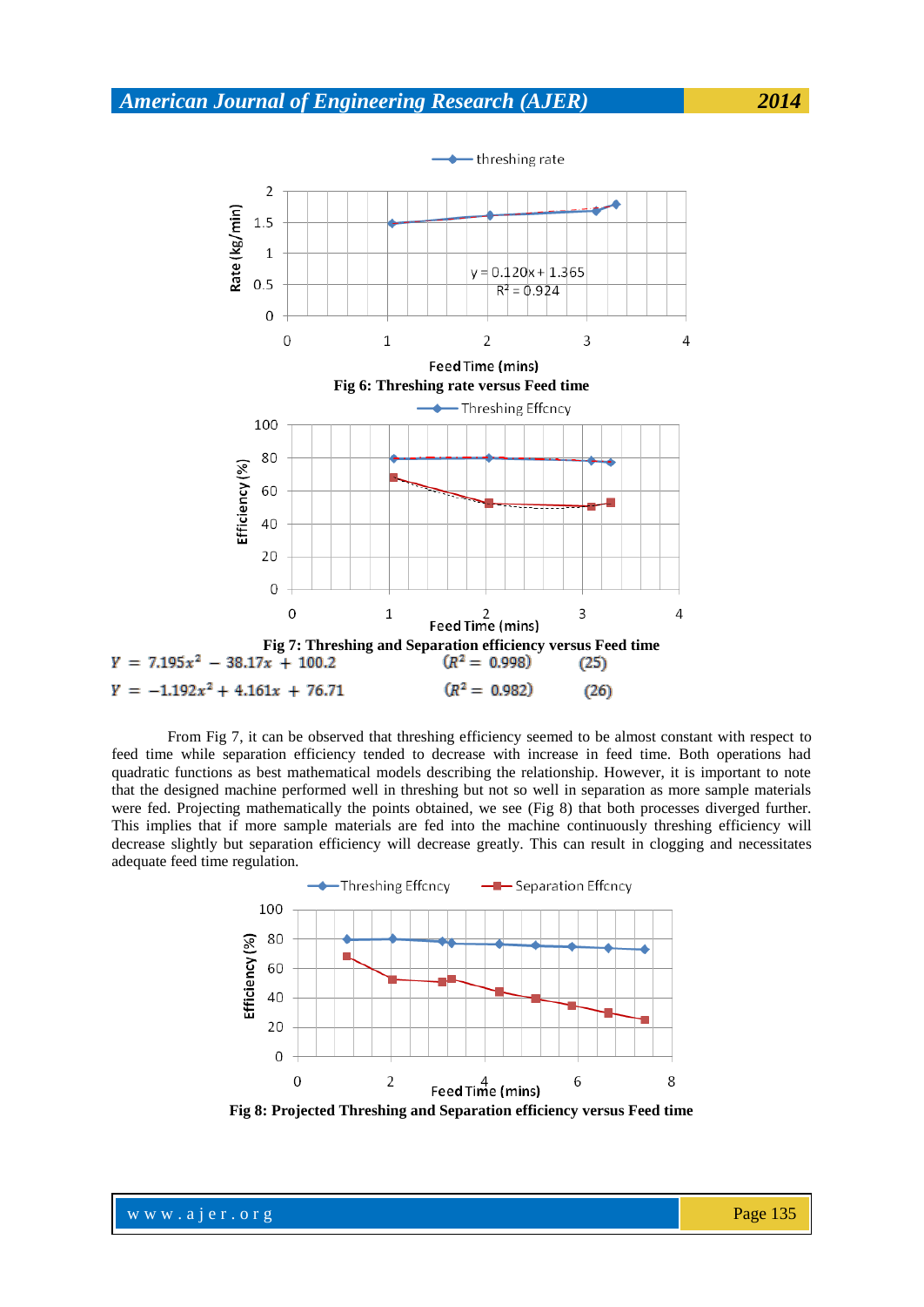Fig 6: Threshing rate versus Feed time

Fig 7: Threshing and Separation efficiency versus Feed time

$$Y = 7.195x^2 - 38.17x + 100.2 \quad (R^2 = 0.998) \quad (25)$$

$$Y = -1.192x^2 + 4.161x + 76.71 \quad (R^2 = 0.982) \quad (26)$$

From Fig 7, it can be observed that threshing efficiency seemed to be almost constant with respect to feed time while separation efficiency tended to decrease with increase in feed time. Both operations had quadratic functions as best mathematical models describing the relationship. However, it is important to note that the designed machine performed well in threshing but not so well in separation as more sample materials were fed. Projecting mathematically the points obtained, we see (Fig 8) that both processes diverged further. This implies that if more sample materials are fed into the machine continuously threshing efficiency will decrease slightly but separation efficiency will decrease greatly. This can result in clogging and necessitates adequate feed time regulation.

Fig 8: Projected Threshing and Separation efficiency versus Feed time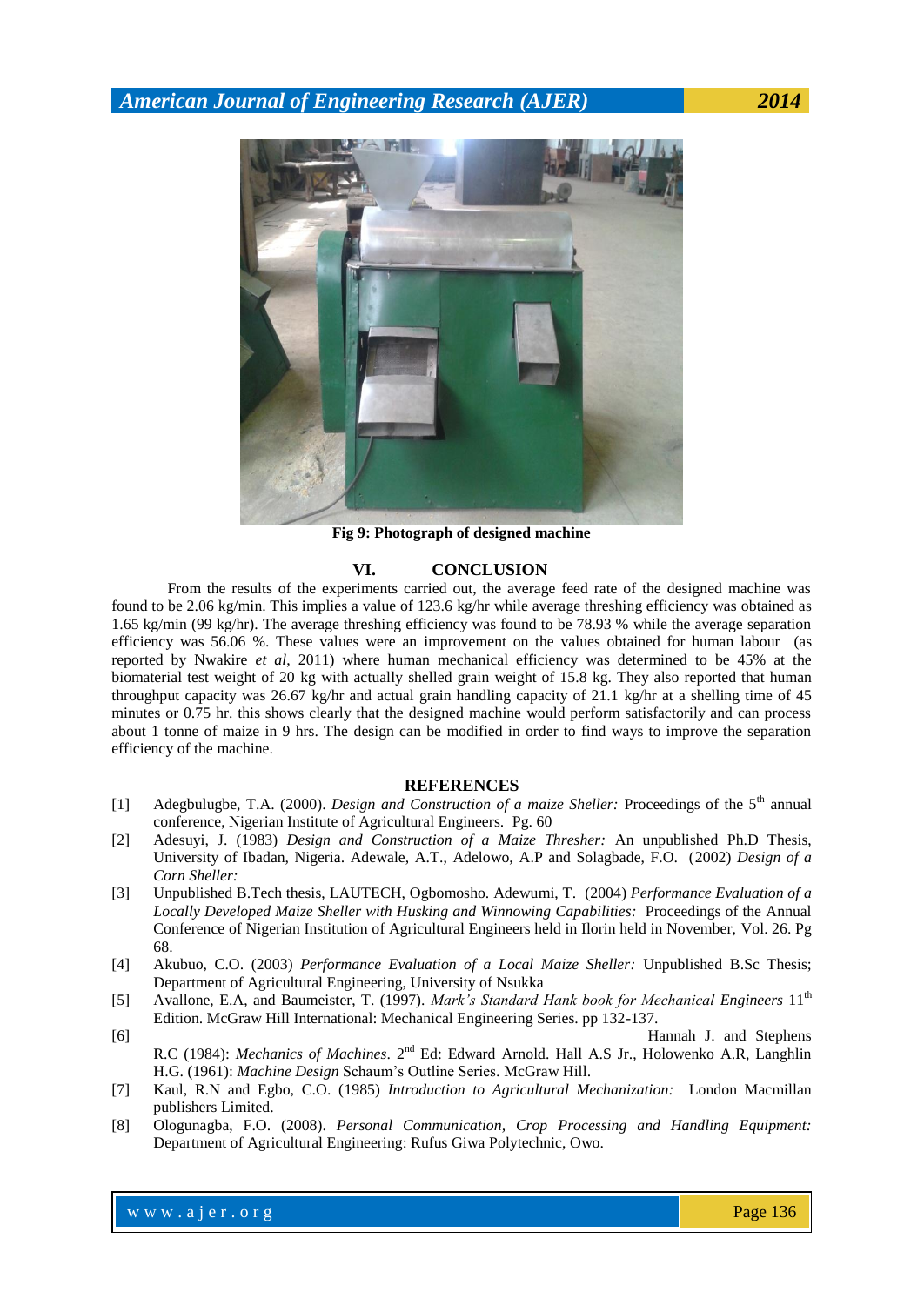Fig 9: Photograph of designed machine

## VI. CONCLUSION

From the results of the experiments carried out, the average feed rate of the designed machine was found to be 2.06 kg/min. This implies a value of 123.6 kg/hr while average threshing efficiency was obtained as 1.65 kg/min (99 kg/hr). The average threshing efficiency was found to be 78.93 % while the average separation efficiency was 56.06 %. These values were an improvement on the values obtained for human labour (as reported by Nwakire *et al*, 2011) where human mechanical efficiency was determined to be 45% at the biomaterial test weight of 20 kg with actually shelled grain weight of 15.8 kg. They also reported that human throughput capacity was 26.67 kg/hr and actual grain handling capacity of 21.1 kg/hr at a shelling time of 45 minutes or 0.75 hr. this shows clearly that the designed machine would perform satisfactorily and can process about 1 tonne of maize in 9 hrs. The design can be modified in order to find ways to improve the separation efficiency of the machine.

## REFERENCES

[1] Adegbulugbe, T.A. (2000). *Design and Construction of a maize Sheller:* Proceedings of the 5th annual conference, Nigerian Institute of Agricultural Engineers. Pg. 60

[2] Adesuyi, J. (1983) *Design and Construction of a Maize Thresher:* An unpublished Ph.D Thesis, University of Ibadan, Nigeria. Adewale, A.T., Adelowo, A.P and Solagbade, F.O. (2002) *Design of a Corn Sheller:*

[3] Unpublished B.Tech thesis, LAUTECH, Ogbomosho. Adewumi, T. (2004) *Performance Evaluation of a Locally Developed Maize Sheller with Husking and Winnowing Capabilities:* Proceedings of the Annual Conference of Nigerian Institution of Agricultural Engineers held in Ilorin held in November, Vol. 26. Pg 68.

[4] Akubuo, C.O. (2003) *Performance Evaluation of a Local Maize Sheller:* Unpublished B.Sc Thesis; Department of Agricultural Engineering, University of Nsukka

[5] Avallone, E.A, and Baumeister, T. (1997). *Mark's Standard Hank book for Mechanical Engineers* 11th Edition. McGraw Hill International: Mechanical Engineering Series. pp 132-137.

[6] Hannah J. and Stephens R.C (1984): *Mechanics of Machines*. 2nd Ed: Edward Arnold. Hall A.S Jr., Holowenko A.R, Langhlin H.G. (1961): *Machine Design* Schaum's Outline Series. McGraw Hill.

[7] Kaul, R.N and Egbo, C.O. (1985) *Introduction to Agricultural Mechanization:* London Macmillan publishers Limited.

[8] Ologunagba, F.O. (2008). *Personal Communication, Crop Processing and Handling Equipment:* Department of Agricultural Engineering: Rufus Giwa Polytechnic, Owo.